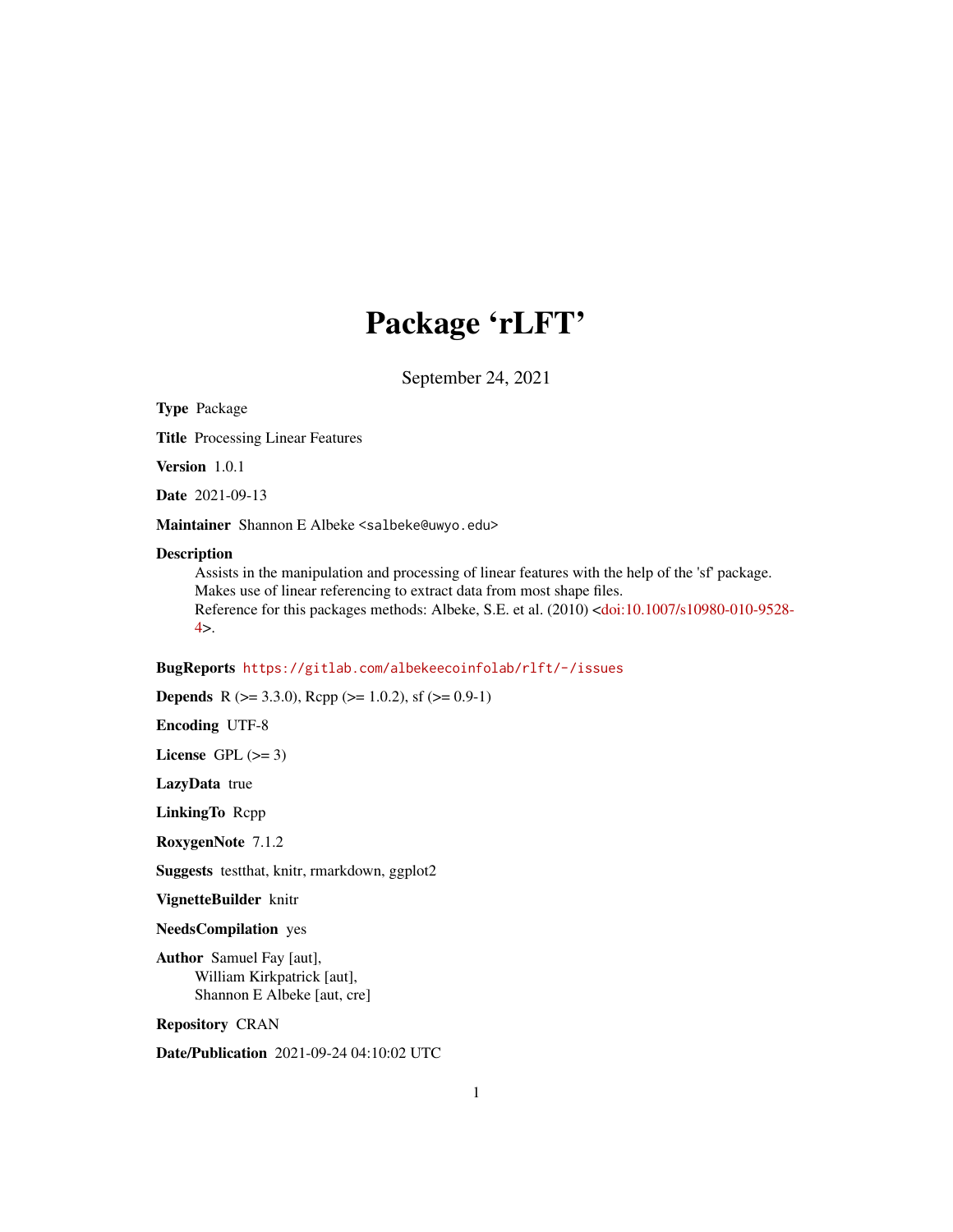# Package 'rLFT'

September 24, 2021

**Type** Package

**Title** Processing Linear Features

**Version** 1.0.1

**Date** 2021-09-13

**Maintainer** Shannon E Albeke <salbeke@uwyo.edu>

**Description**
Assists in the manipulation and processing of linear features with the help of the 'sf' package.
Makes use of linear referencing to extract data from most shape files.
Reference for this packages methods: Albeke, S.E. et al. (2010) <doi:10.1007/s10980-010-9528-4>.

**BugReports** https://gitlab.com/albekeecoinfolab/rlft/-/issues

**Depends** R (>= 3.3.0), Rcpp (>= 1.0.2), sf (>= 0.9-1)

**Encoding** UTF-8

**License** GPL (>= 3)

**LazyData** true

**LinkingTo** Rcpp

**RoxygenNote** 7.1.2

**Suggests** testthat, knitr, rmarkdown, ggplot2

**VignetteBuilder** knitr

**NeedsCompilation** yes

**Author** Samuel Fay [aut],
William Kirkpatrick [aut],
Shannon E Albeke [aut, cre]

**Repository** CRAN

**Date/Publication** 2021-09-24 04:10:02 UTC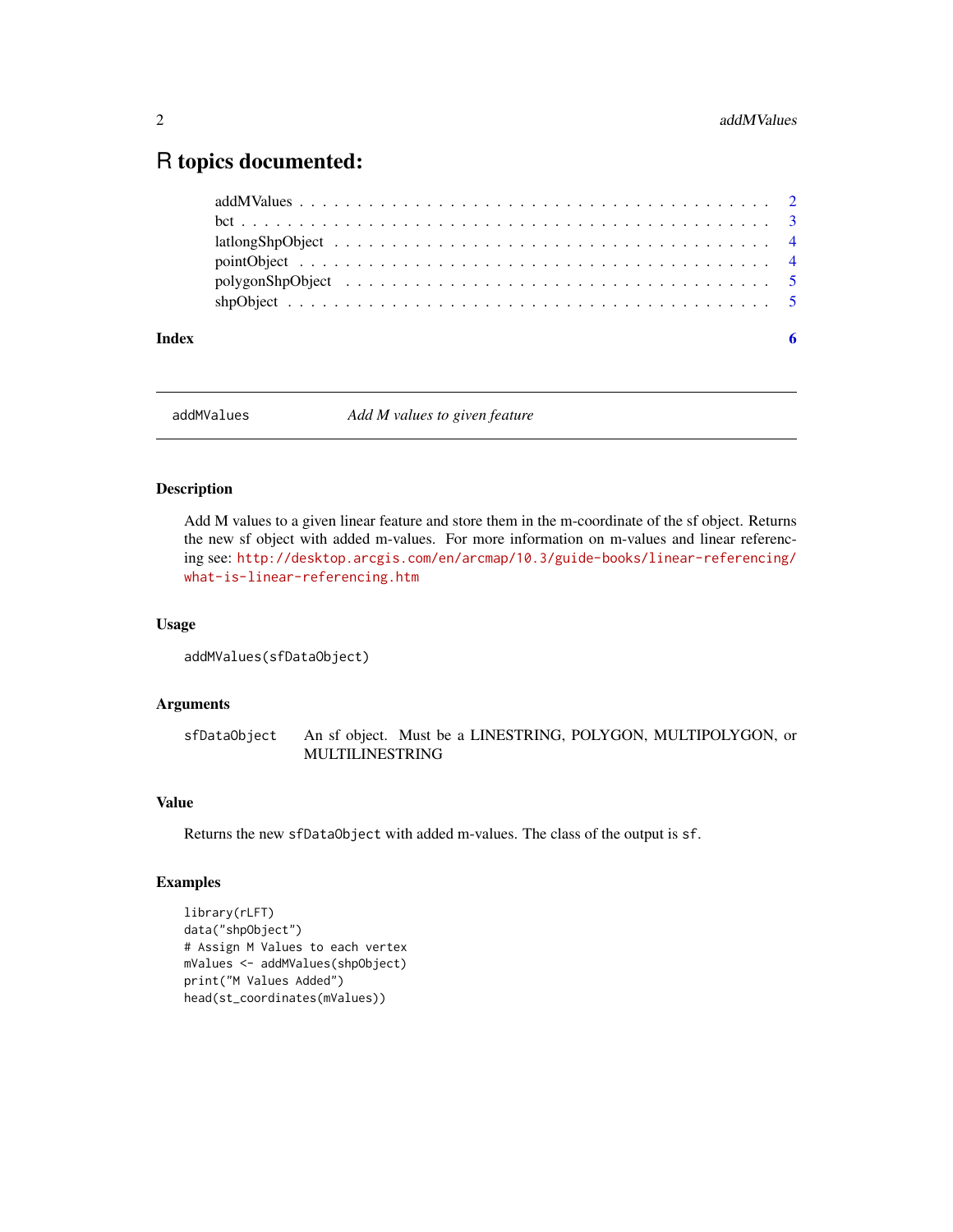# R topics documented:

addMValues . . . . . . . . . . . . . . . . . . . . . . . . . . . . . . . . . . . . . . . . 2
bct . . . . . . . . . . . . . . . . . . . . . . . . . . . . . . . . . . . . . . . . . . . . . 3
latlongShpObject . . . . . . . . . . . . . . . . . . . . . . . . . . . . . . . . . . . . . . 4
pointObject . . . . . . . . . . . . . . . . . . . . . . . . . . . . . . . . . . . . . . . . . 4
polygonShpObject . . . . . . . . . . . . . . . . . . . . . . . . . . . . . . . . . . . . . . 5
shpObject . . . . . . . . . . . . . . . . . . . . . . . . . . . . . . . . . . . . . . . . . . 5

**Index** **6**

---

## addMValues *Add M values to given feature*

---

### Description

Add M values to a given linear feature and store them in the m-coordinate of the sf object. Returns the new sf object with added m-values. For more information on m-values and linear referencing see: http://desktop.arcgis.com/en/arcmap/10.3/guide-books/linear-referencing/what-is-linear-referencing.htm

### Usage

```
addMValues(sfDataObject)
```

### Arguments

| | |
|---|---|
| `sfDataObject` | An sf object. Must be a LINESTRING, POLYGON, MULTIPOLYGON, or MULTILINESTRING |

### Value

Returns the new `sfDataObject` with added m-values. The class of the output is `sf`.

### Examples

```
library(rLFT)
data("shpObject")
# Assign M Values to each vertex
mValues <- addMValues(shpObject)
print("M Values Added")
head(st_coordinates(mValues))
```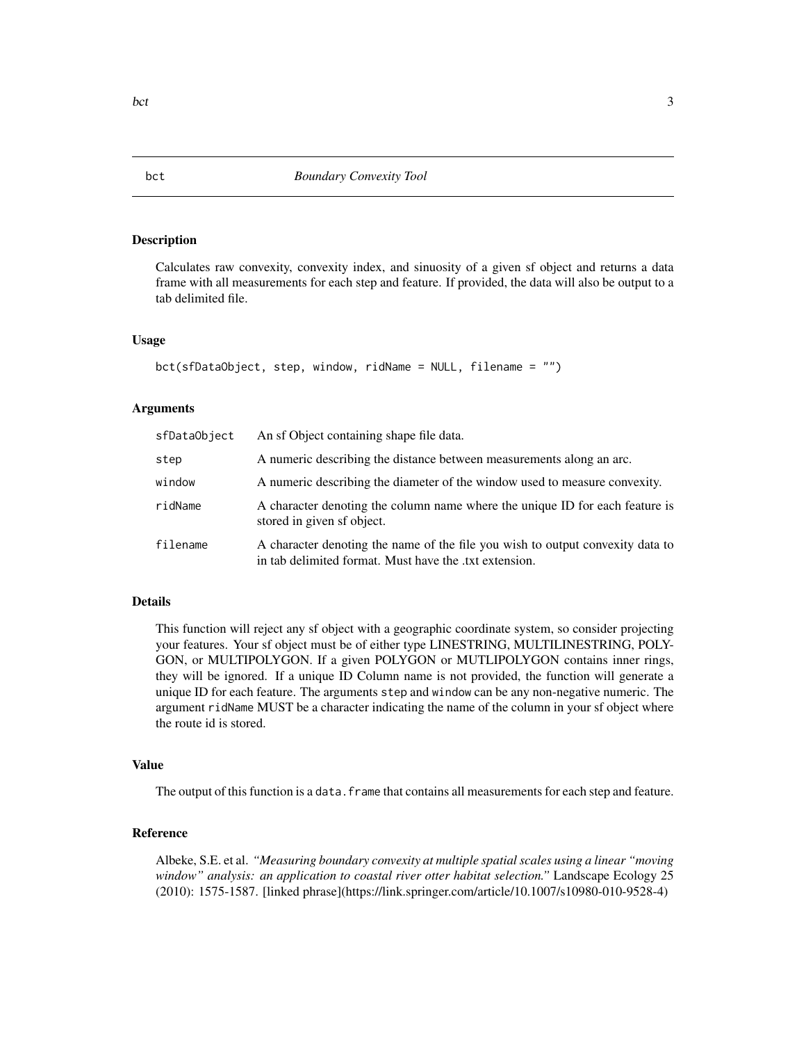# bct — *Boundary Convexity Tool*

## Description

Calculates raw convexity, convexity index, and sinuosity of a given sf object and returns a data frame with all measurements for each step and feature. If provided, the data will also be output to a tab delimited file.

## Usage

```
bct(sfDataObject, step, window, ridName = NULL, filename = "")
```

## Arguments

| | |
|---|---|
| `sfDataObject` | An sf Object containing shape file data. |
| `step` | A numeric describing the distance between measurements along an arc. |
| `window` | A numeric describing the diameter of the window used to measure convexity. |
| `ridName` | A character denoting the column name where the unique ID for each feature is stored in given sf object. |
| `filename` | A character denoting the name of the file you wish to output convexity data to in tab delimited format. Must have the .txt extension. |

## Details

This function will reject any sf object with a geographic coordinate system, so consider projecting your features. Your sf object must be of either type LINESTRING, MULTILINESTRING, POLYGON, or MULTIPOLYGON. If a given POLYGON or MUTLIPOLYGON contains inner rings, they will be ignored. If a unique ID Column name is not provided, the function will generate a unique ID for each feature. The arguments `step` and `window` can be any non-negative numeric. The argument `ridName` MUST be a character indicating the name of the column in your sf object where the route id is stored.

## Value

The output of this function is a `data.frame` that contains all measurements for each step and feature.

## Reference

Albeke, S.E. et al. *"Measuring boundary convexity at multiple spatial scales using a linear "moving window" analysis: an application to coastal river otter habitat selection."* Landscape Ecology 25 (2010): 1575-1587. [linked phrase](https://link.springer.com/article/10.1007/s10980-010-9528-4)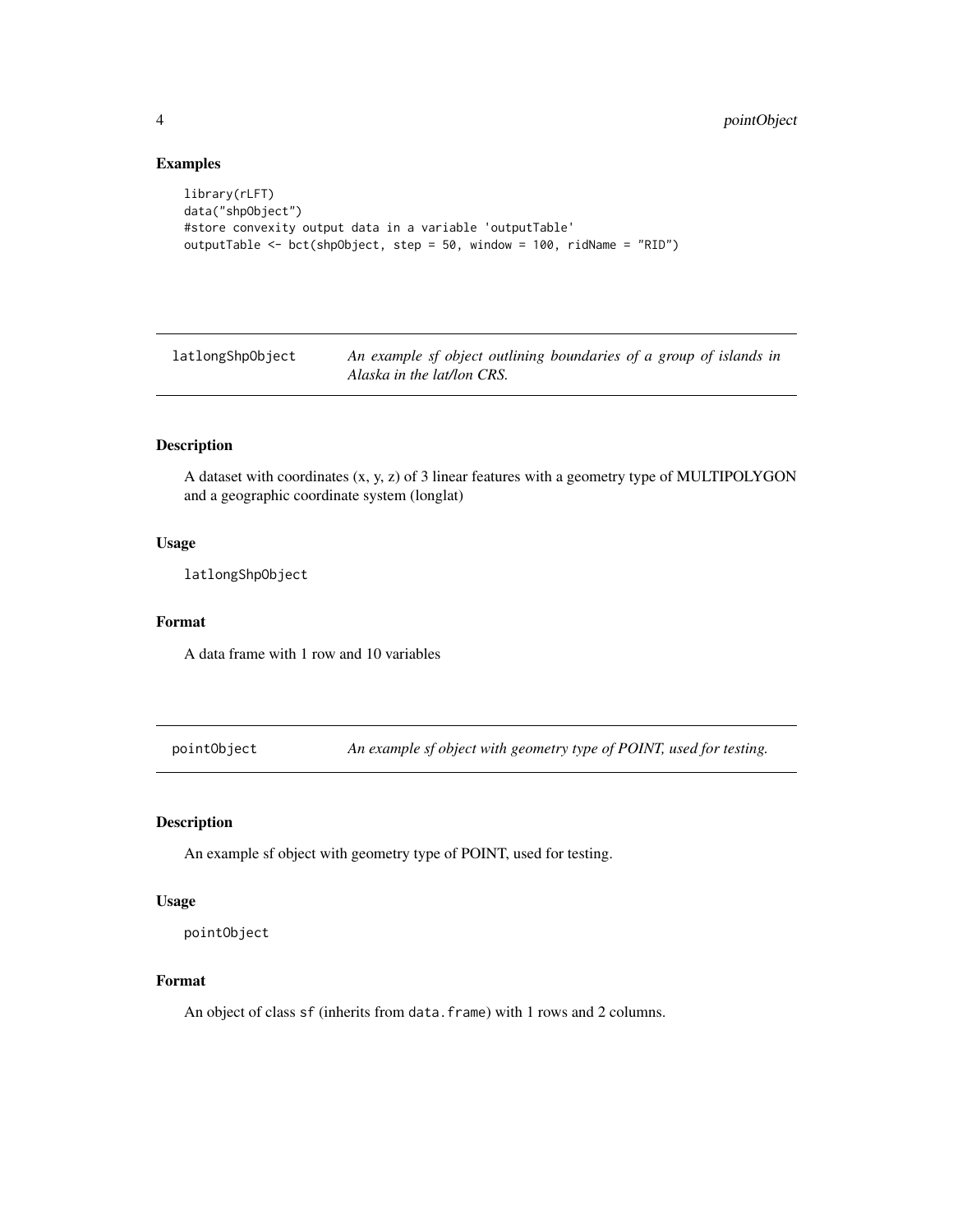### Examples

```
library(rLFT)
data("shpObject")
#store convexity output data in a variable 'outputTable'
outputTable <- bct(shpObject, step = 50, window = 100, ridName = "RID")
```

---

## latlongShpObject — *An example sf object outlining boundaries of a group of islands in Alaska in the lat/lon CRS.*

---

### Description

A dataset with coordinates (x, y, z) of 3 linear features with a geometry type of MULTIPOLYGON and a geographic coordinate system (longlat)

### Usage

```
latlongShpObject
```

### Format

A data frame with 1 row and 10 variables

---

## pointObject — *An example sf object with geometry type of POINT, used for testing.*

---

### Description

An example sf object with geometry type of POINT, used for testing.

### Usage

```
pointObject
```

### Format

An object of class `sf` (inherits from `data.frame`) with 1 rows and 2 columns.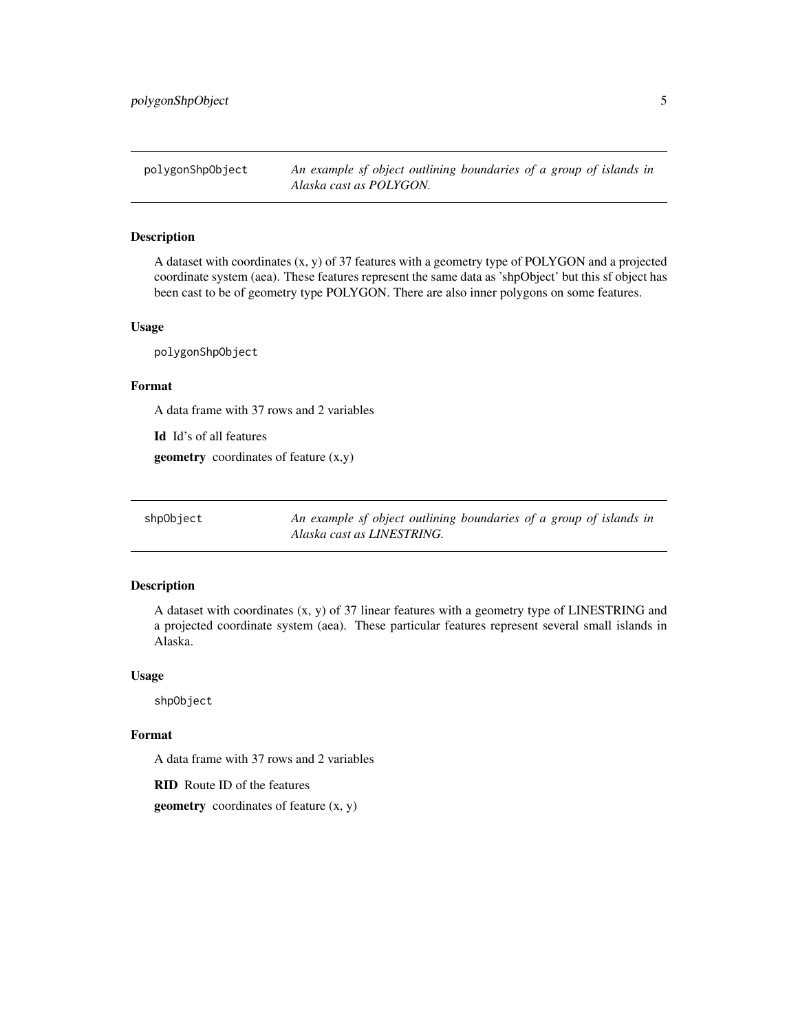## polygonShpObject

*An example sf object outlining boundaries of a group of islands in Alaska cast as POLYGON.*

### Description

A dataset with coordinates (x, y) of 37 features with a geometry type of POLYGON and a projected coordinate system (aea). These features represent the same data as 'shpObject' but this sf object has been cast to be of geometry type POLYGON. There are also inner polygons on some features.

### Usage

```
polygonShpObject
```

### Format

A data frame with 37 rows and 2 variables

**Id** Id's of all features

**geometry** coordinates of feature (x,y)

## shpObject

*An example sf object outlining boundaries of a group of islands in Alaska cast as LINESTRING.*

### Description

A dataset with coordinates (x, y) of 37 linear features with a geometry type of LINESTRING and a projected coordinate system (aea). These particular features represent several small islands in Alaska.

### Usage

```
shpObject
```

### Format

A data frame with 37 rows and 2 variables

**RID** Route ID of the features

**geometry** coordinates of feature (x, y)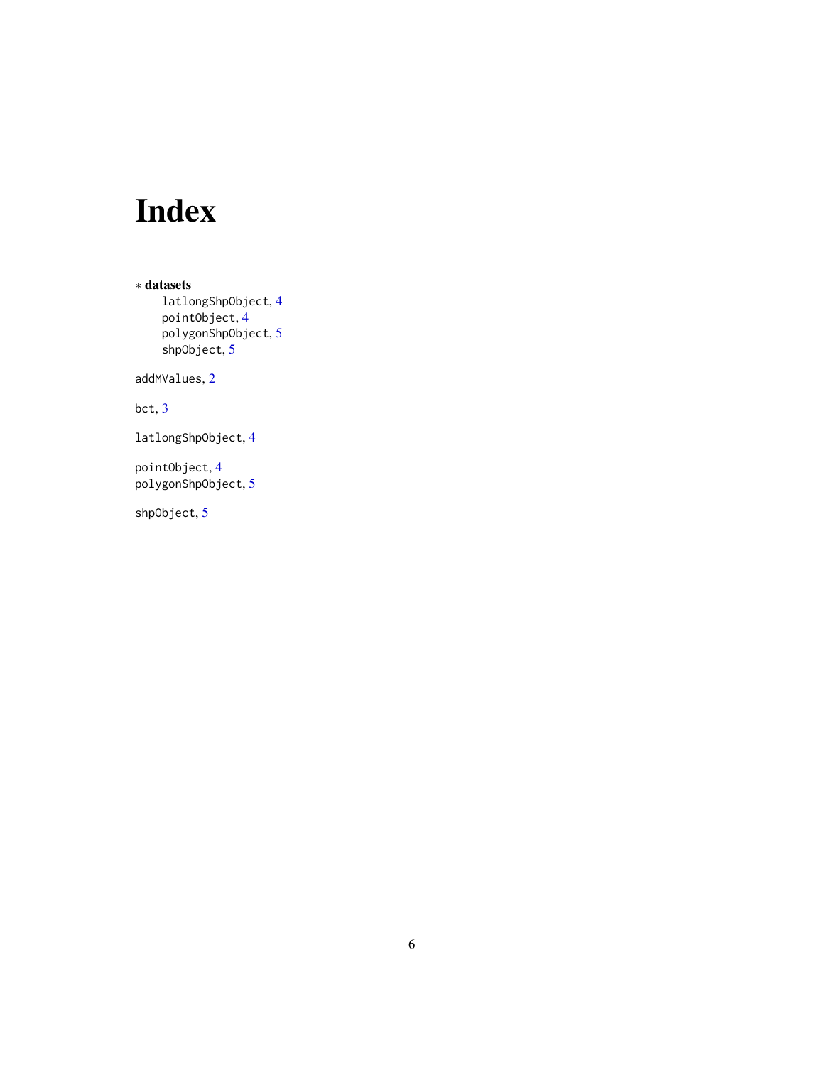# Index

∗ **datasets**

    latlongShpObject, 4
    pointObject, 4
    polygonShpObject, 5
    shpObject, 5

addMValues, 2

bct, 3

latlongShpObject, 4

pointObject, 4
polygonShpObject, 5

shpObject, 5